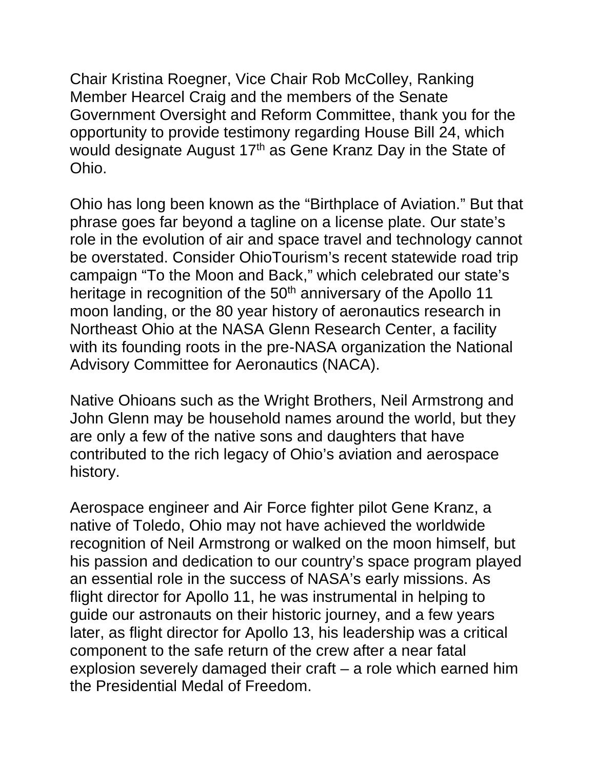Chair Kristina Roegner, Vice Chair Rob McColley, Ranking Member Hearcel Craig and the members of the Senate Government Oversight and Reform Committee, thank you for the opportunity to provide testimony regarding House Bill 24, which would designate August 17th as Gene Kranz Day in the State of Ohio.

Ohio has long been known as the "Birthplace of Aviation." But that phrase goes far beyond a tagline on a license plate. Our state's role in the evolution of air and space travel and technology cannot be overstated. Consider OhioTourism's recent statewide road trip campaign "To the Moon and Back," which celebrated our state's heritage in recognition of the 50th anniversary of the Apollo 11 moon landing, or the 80 year history of aeronautics research in Northeast Ohio at the NASA Glenn Research Center, a facility with its founding roots in the pre-NASA organization the National Advisory Committee for Aeronautics (NACA).

Native Ohioans such as the Wright Brothers, Neil Armstrong and John Glenn may be household names around the world, but they are only a few of the native sons and daughters that have contributed to the rich legacy of Ohio's aviation and aerospace history.

Aerospace engineer and Air Force fighter pilot Gene Kranz, a native of Toledo, Ohio may not have achieved the worldwide recognition of Neil Armstrong or walked on the moon himself, but his passion and dedication to our country's space program played an essential role in the success of NASA's early missions. As flight director for Apollo 11, he was instrumental in helping to guide our astronauts on their historic journey, and a few years later, as flight director for Apollo 13, his leadership was a critical component to the safe return of the crew after a near fatal explosion severely damaged their craft – a role which earned him the Presidential Medal of Freedom.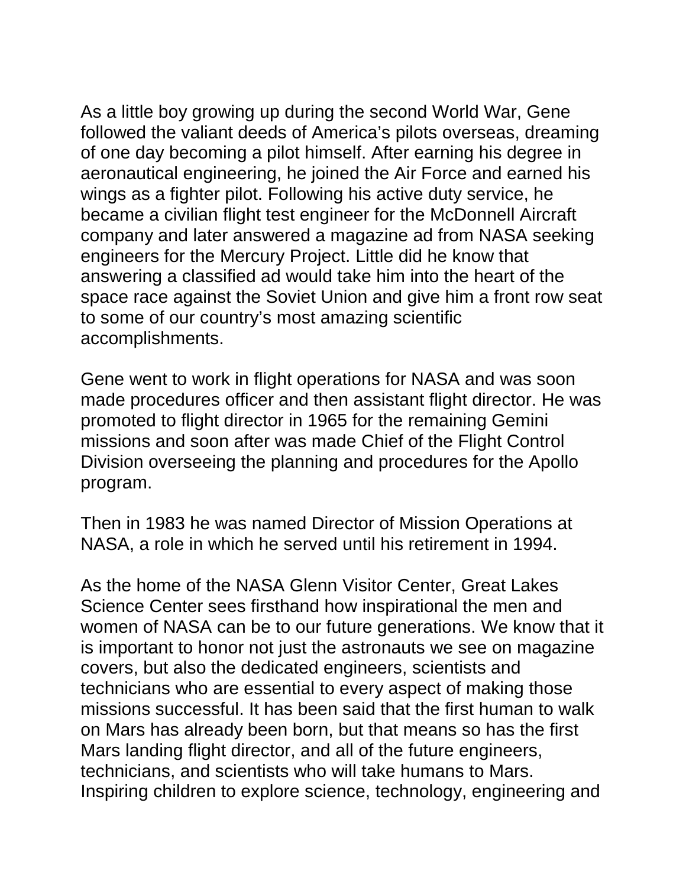As a little boy growing up during the second World War, Gene followed the valiant deeds of America's pilots overseas, dreaming of one day becoming a pilot himself. After earning his degree in aeronautical engineering, he joined the Air Force and earned his wings as a fighter pilot. Following his active duty service, he became a civilian flight test engineer for the McDonnell Aircraft company and later answered a magazine ad from NASA seeking engineers for the Mercury Project. Little did he know that answering a classified ad would take him into the heart of the space race against the Soviet Union and give him a front row seat to some of our country's most amazing scientific accomplishments.

Gene went to work in flight operations for NASA and was soon made procedures officer and then assistant flight director. He was promoted to flight director in 1965 for the remaining Gemini missions and soon after was made Chief of the Flight Control Division overseeing the planning and procedures for the Apollo program.

Then in 1983 he was named Director of Mission Operations at NASA, a role in which he served until his retirement in 1994.

As the home of the NASA Glenn Visitor Center, Great Lakes Science Center sees firsthand how inspirational the men and women of NASA can be to our future generations. We know that it is important to honor not just the astronauts we see on magazine covers, but also the dedicated engineers, scientists and technicians who are essential to every aspect of making those missions successful. It has been said that the first human to walk on Mars has already been born, but that means so has the first Mars landing flight director, and all of the future engineers, technicians, and scientists who will take humans to Mars. Inspiring children to explore science, technology, engineering and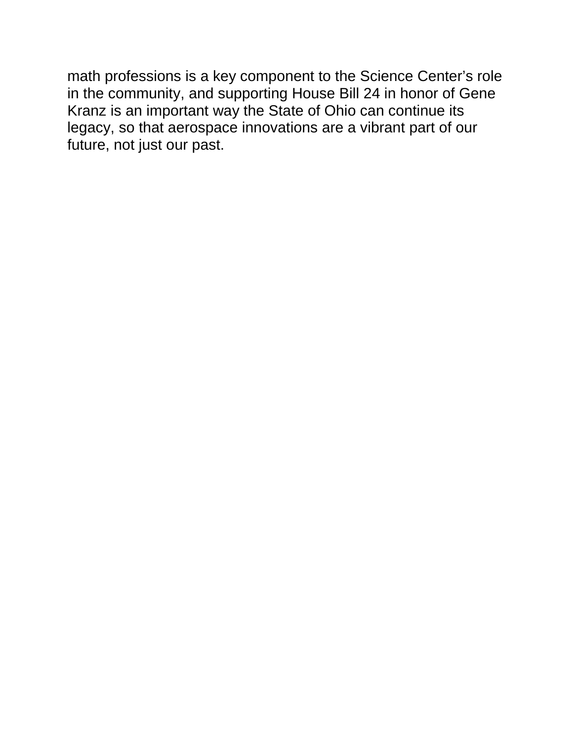math professions is a key component to the Science Center's role in the community, and supporting House Bill 24 in honor of Gene Kranz is an important way the State of Ohio can continue its legacy, so that aerospace innovations are a vibrant part of our future, not just our past.